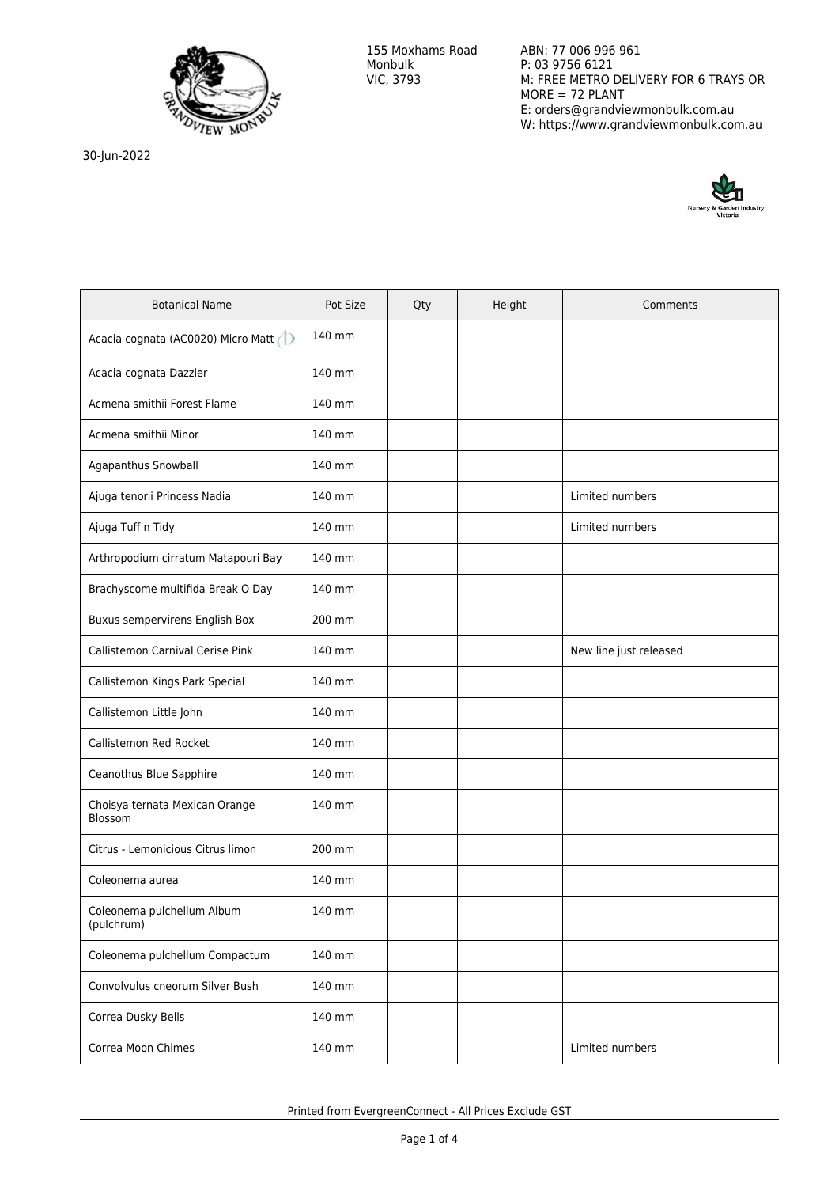155 Moxhams Road
Monbulk
VIC, 3793

ABN: 77 006 996 961
P: 03 9756 6121
M: FREE METRO DELIVERY FOR 6 TRAYS OR MORE = 72 PLANT
E: orders@grandviewmonbulk.com.au
W: https://www.grandviewmonbulk.com.au

30-Jun-2022

| Botanical Name | Pot Size | Qty | Height | Comments |
|---|---|---|---|---|
| Acacia cognata (AC0020) Micro Matt | 140 mm | | | |
| Acacia cognata Dazzler | 140 mm | | | |
| Acmena smithii Forest Flame | 140 mm | | | |
| Acmena smithii Minor | 140 mm | | | |
| Agapanthus Snowball | 140 mm | | | |
| Ajuga tenorii Princess Nadia | 140 mm | | | Limited numbers |
| Ajuga Tuff n Tidy | 140 mm | | | Limited numbers |
| Arthropodium cirratum Matapouri Bay | 140 mm | | | |
| Brachyscome multifida Break O Day | 140 mm | | | |
| Buxus sempervirens English Box | 200 mm | | | |
| Callistemon Carnival Cerise Pink | 140 mm | | | New line just released |
| Callistemon Kings Park Special | 140 mm | | | |
| Callistemon Little John | 140 mm | | | |
| Callistemon Red Rocket | 140 mm | | | |
| Ceanothus Blue Sapphire | 140 mm | | | |
| Choisya ternata Mexican Orange Blossom | 140 mm | | | |
| Citrus - Lemonicious Citrus limon | 200 mm | | | |
| Coleonema aurea | 140 mm | | | |
| Coleonema pulchellum Album (pulchrum) | 140 mm | | | |
| Coleonema pulchellum Compactum | 140 mm | | | |
| Convolvulus cneorum Silver Bush | 140 mm | | | |
| Correa Dusky Bells | 140 mm | | | |
| Correa Moon Chimes | 140 mm | | | Limited numbers |

Printed from EvergreenConnect - All Prices Exclude GST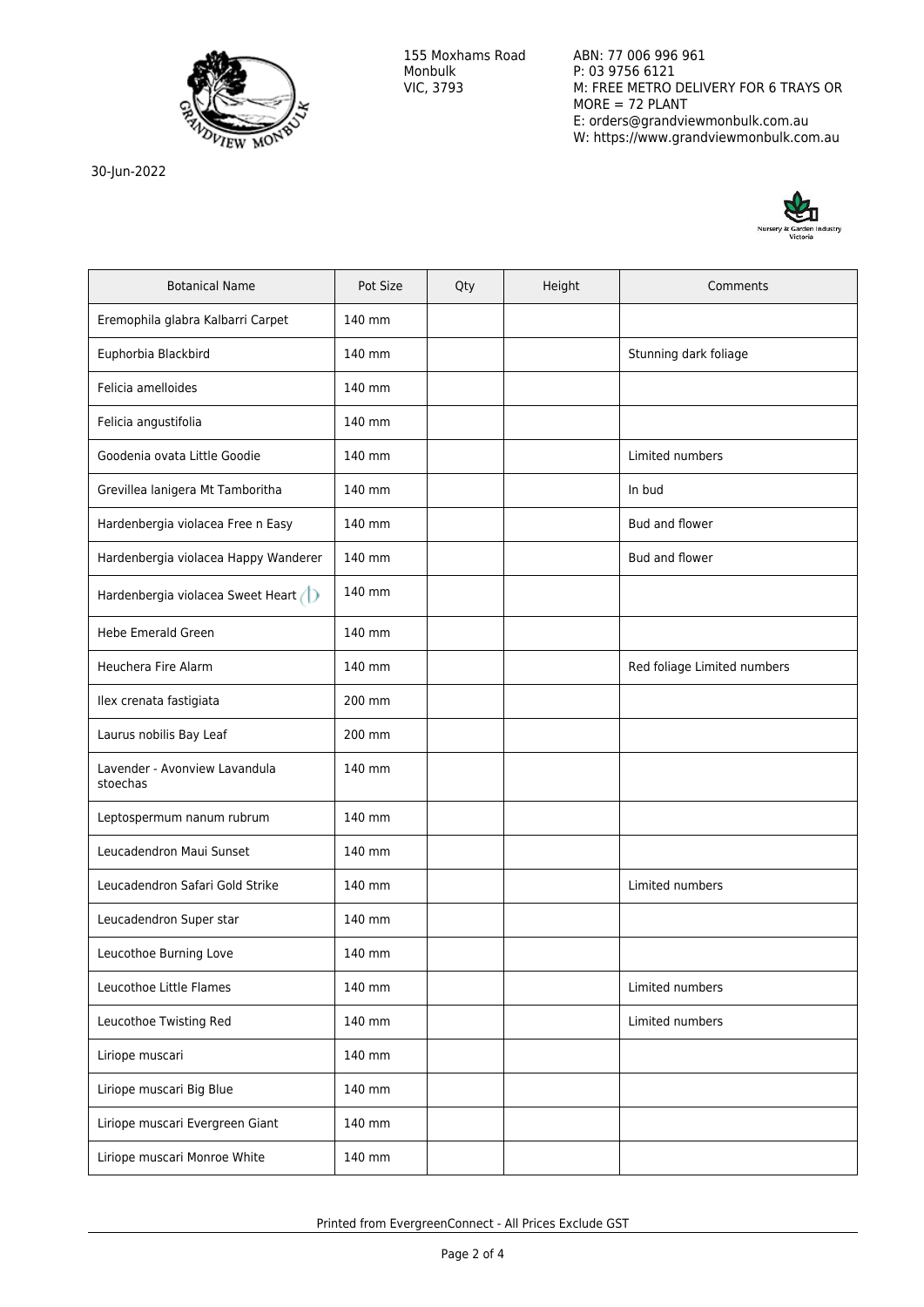155 Moxhams Road
Monbulk
VIC, 3793

ABN: 77 006 996 961
P: 03 9756 6121
M: FREE METRO DELIVERY FOR 6 TRAYS OR MORE = 72 PLANT
E: orders@grandviewmonbulk.com.au
W: https://www.grandviewmonbulk.com.au

30-Jun-2022

| Botanical Name | Pot Size | Qty | Height | Comments |
|---|---|---|---|---|
| Eremophila glabra Kalbarri Carpet | 140 mm | | | |
| Euphorbia Blackbird | 140 mm | | | Stunning dark foliage |
| Felicia amelloides | 140 mm | | | |
| Felicia angustifolia | 140 mm | | | |
| Goodenia ovata Little Goodie | 140 mm | | | Limited numbers |
| Grevillea lanigera Mt Tamboritha | 140 mm | | | In bud |
| Hardenbergia violacea Free n Easy | 140 mm | | | Bud and flower |
| Hardenbergia violacea Happy Wanderer | 140 mm | | | Bud and flower |
| Hardenbergia violacea Sweet Heart | 140 mm | | | |
| Hebe Emerald Green | 140 mm | | | |
| Heuchera Fire Alarm | 140 mm | | | Red foliage Limited numbers |
| Ilex crenata fastigiata | 200 mm | | | |
| Laurus nobilis Bay Leaf | 200 mm | | | |
| Lavender - Avonview Lavandula stoechas | 140 mm | | | |
| Leptospermum nanum rubrum | 140 mm | | | |
| Leucadendron Maui Sunset | 140 mm | | | |
| Leucadendron Safari Gold Strike | 140 mm | | | Limited numbers |
| Leucadendron Super star | 140 mm | | | |
| Leucothoe Burning Love | 140 mm | | | |
| Leucothoe Little Flames | 140 mm | | | Limited numbers |
| Leucothoe Twisting Red | 140 mm | | | Limited numbers |
| Liriope muscari | 140 mm | | | |
| Liriope muscari Big Blue | 140 mm | | | |
| Liriope muscari Evergreen Giant | 140 mm | | | |
| Liriope muscari Monroe White | 140 mm | | | |

Printed from EvergreenConnect - All Prices Exclude GST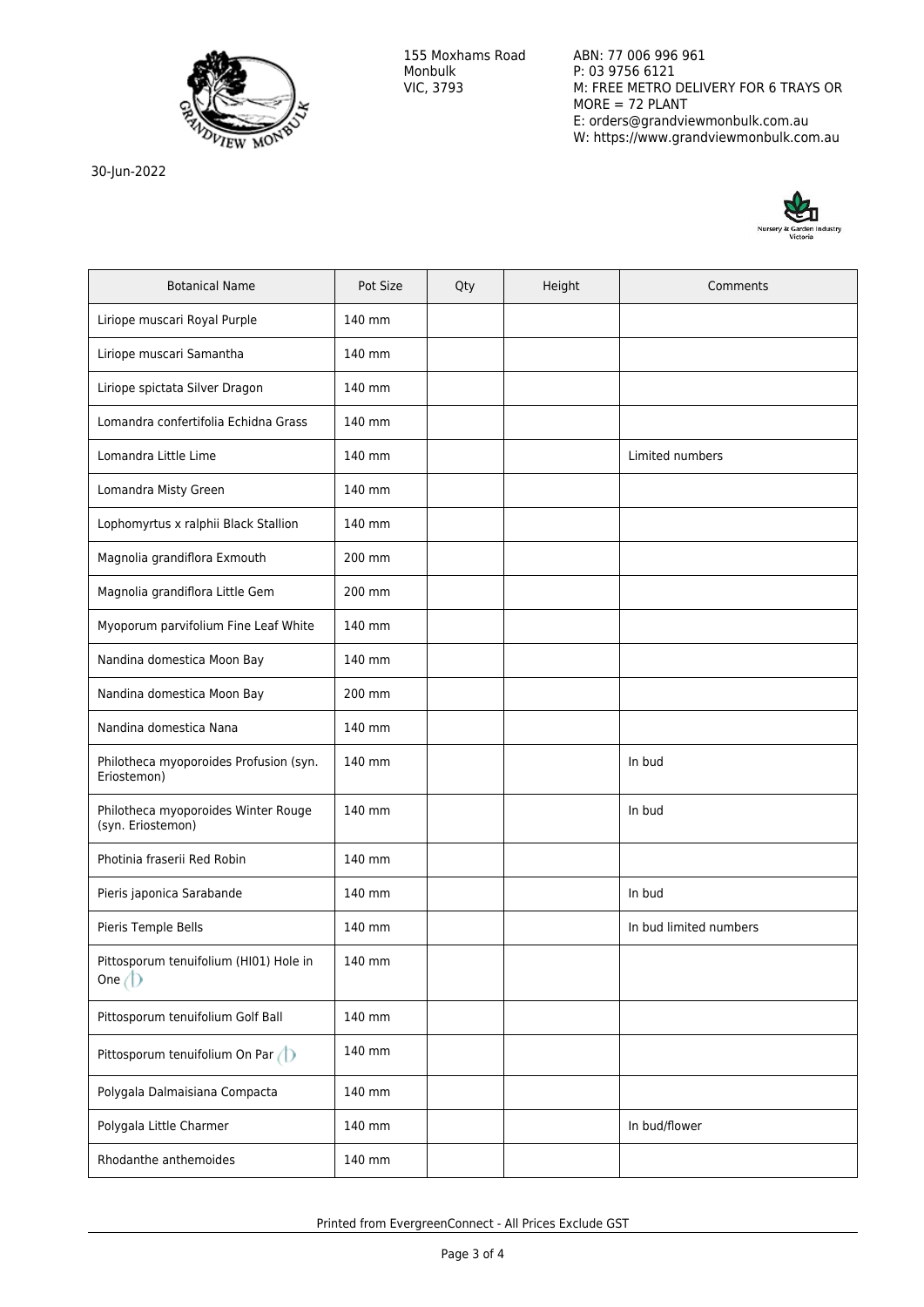155 Moxhams Road
Monbulk
VIC, 3793

ABN: 77 006 996 961
P: 03 9756 6121
M: FREE METRO DELIVERY FOR 6 TRAYS OR MORE = 72 PLANT
E: orders@grandviewmonbulk.com.au
W: https://www.grandviewmonbulk.com.au

30-Jun-2022

| Botanical Name | Pot Size | Qty | Height | Comments |
|---|---|---|---|---|
| Liriope muscari Royal Purple | 140 mm | | | |
| Liriope muscari Samantha | 140 mm | | | |
| Liriope spictata Silver Dragon | 140 mm | | | |
| Lomandra confertifolia Echidna Grass | 140 mm | | | |
| Lomandra Little Lime | 140 mm | | | Limited numbers |
| Lomandra Misty Green | 140 mm | | | |
| Lophomyrtus x ralphii Black Stallion | 140 mm | | | |
| Magnolia grandiflora Exmouth | 200 mm | | | |
| Magnolia grandiflora Little Gem | 200 mm | | | |
| Myoporum parvifolium Fine Leaf White | 140 mm | | | |
| Nandina domestica Moon Bay | 140 mm | | | |
| Nandina domestica Moon Bay | 200 mm | | | |
| Nandina domestica Nana | 140 mm | | | |
| Philotheca myoporoides Profusion (syn. Eriostemon) | 140 mm | | | In bud |
| Philotheca myoporoides Winter Rouge (syn. Eriostemon) | 140 mm | | | In bud |
| Photinia fraserii Red Robin | 140 mm | | | |
| Pieris japonica Sarabande | 140 mm | | | In bud |
| Pieris Temple Bells | 140 mm | | | In bud limited numbers |
| Pittosporum tenuifolium (HI01) Hole in One | 140 mm | | | |
| Pittosporum tenuifolium Golf Ball | 140 mm | | | |
| Pittosporum tenuifolium On Par | 140 mm | | | |
| Polygala Dalmaisiana Compacta | 140 mm | | | |
| Polygala Little Charmer | 140 mm | | | In bud/flower |
| Rhodanthe anthemoides | 140 mm | | | |

Printed from EvergreenConnect - All Prices Exclude GST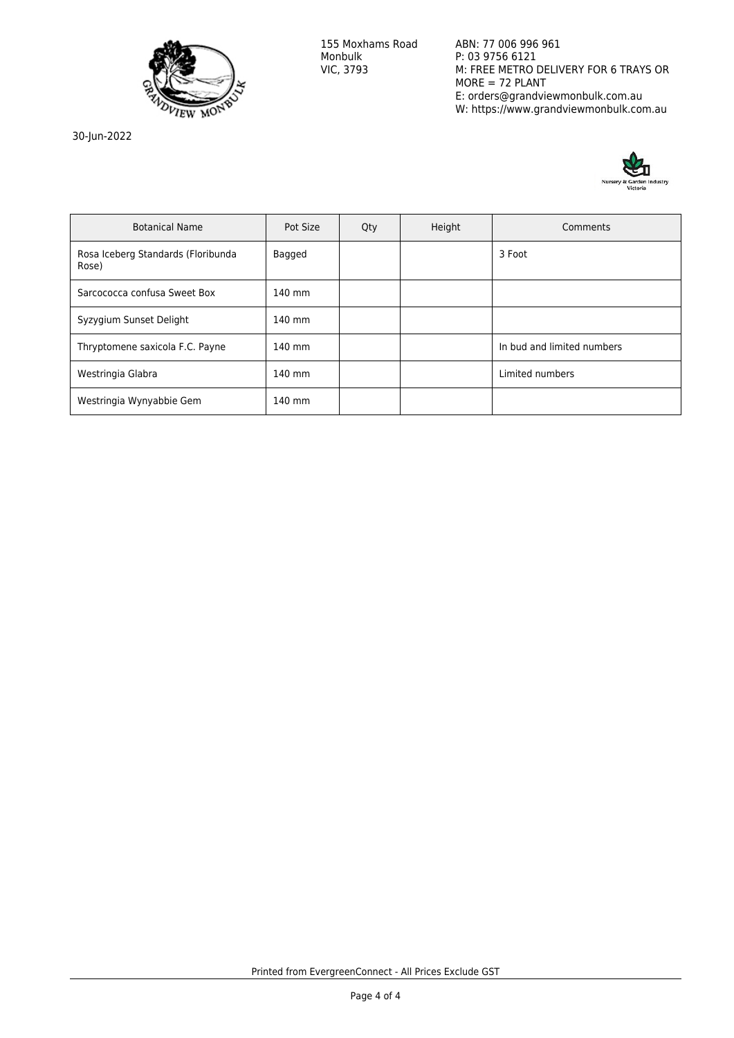155 Moxhams Road
Monbulk
VIC, 3793

ABN: 77 006 996 961
P: 03 9756 6121
M: FREE METRO DELIVERY FOR 6 TRAYS OR MORE = 72 PLANT
E: orders@grandviewmonbulk.com.au
W: https://www.grandviewmonbulk.com.au

30-Jun-2022

| Botanical Name | Pot Size | Qty | Height | Comments |
| --- | --- | --- | --- | --- |
| Rosa Iceberg Standards (Floribunda Rose) | Bagged | | | 3 Foot |
| Sarcococca confusa Sweet Box | 140 mm | | | |
| Syzygium Sunset Delight | 140 mm | | | |
| Thryptomene saxicola F.C. Payne | 140 mm | | | In bud and limited numbers |
| Westringia Glabra | 140 mm | | | Limited numbers |
| Westringia Wynyabbie Gem | 140 mm | | | |

Printed from EvergreenConnect - All Prices Exclude GST